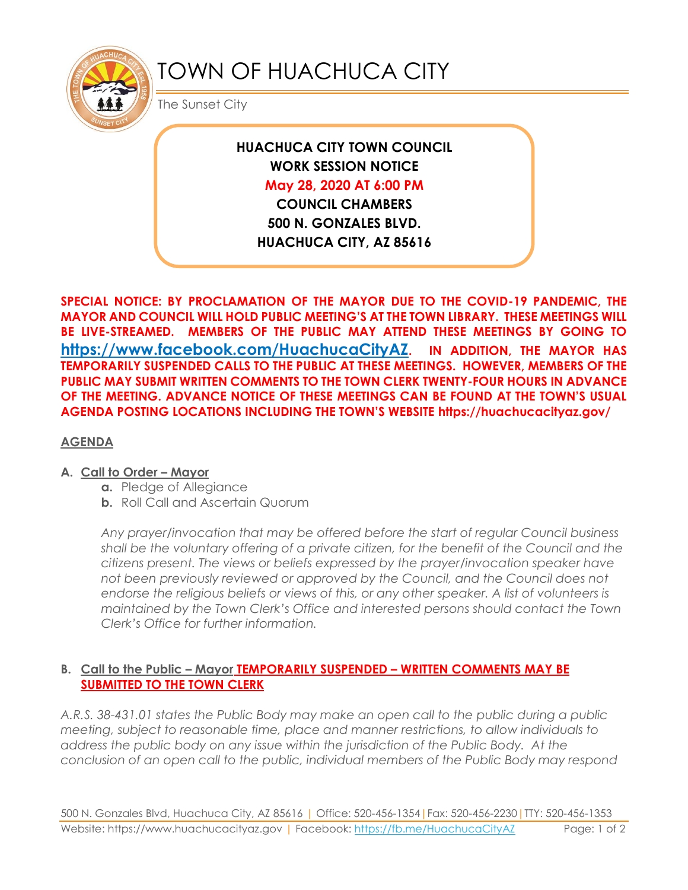# TOWN OF HUACHUCA CITY

The Sunset City

**HUACHUCA CITY TOWN COUNCIL**
**WORK SESSION NOTICE**
**May 28, 2020 AT 6:00 PM**
**COUNCIL CHAMBERS**
**500 N. GONZALES BLVD.**
**HUACHUCA CITY, AZ 85616**

**SPECIAL NOTICE: BY PROCLAMATION OF THE MAYOR DUE TO THE COVID-19 PANDEMIC, THE MAYOR AND COUNCIL WILL HOLD PUBLIC MEETING'S AT THE TOWN LIBRARY. THESE MEETINGS WILL BE LIVE-STREAMED. MEMBERS OF THE PUBLIC MAY ATTEND THESE MEETINGS BY GOING TO https://www.facebook.com/HuachucaCityAZ. IN ADDITION, THE MAYOR HAS TEMPORARILY SUSPENDED CALLS TO THE PUBLIC AT THESE MEETINGS. HOWEVER, MEMBERS OF THE PUBLIC MAY SUBMIT WRITTEN COMMENTS TO THE TOWN CLERK TWENTY-FOUR HOURS IN ADVANCE OF THE MEETING. ADVANCE NOTICE OF THESE MEETINGS CAN BE FOUND AT THE TOWN'S USUAL AGENDA POSTING LOCATIONS INCLUDING THE TOWN'S WEBSITE https://huachucacityaz.gov/**

**AGENDA**

**A. Call to Order – Mayor**

a. Pledge of Allegiance
b. Roll Call and Ascertain Quorum

*Any prayer/invocation that may be offered before the start of regular Council business shall be the voluntary offering of a private citizen, for the benefit of the Council and the citizens present. The views or beliefs expressed by the prayer/invocation speaker have not been previously reviewed or approved by the Council, and the Council does not endorse the religious beliefs or views of this, or any other speaker. A list of volunteers is maintained by the Town Clerk's Office and interested persons should contact the Town Clerk's Office for further information.*

**B. Call to the Public – Mayor TEMPORARILY SUSPENDED – WRITTEN COMMENTS MAY BE SUBMITTED TO THE TOWN CLERK**

*A.R.S. 38-431.01 states the Public Body may make an open call to the public during a public meeting, subject to reasonable time, place and manner restrictions, to allow individuals to address the public body on any issue within the jurisdiction of the Public Body. At the conclusion of an open call to the public, individual members of the Public Body may respond*

500 N. Gonzales Blvd, Huachuca City, AZ 85616 | Office: 520-456-1354 | Fax: 520-456-2230 | TTY: 520-456-1353
Website: https://www.huachucacityaz.gov | Facebook: https://fb.me/HuachucaCityAZ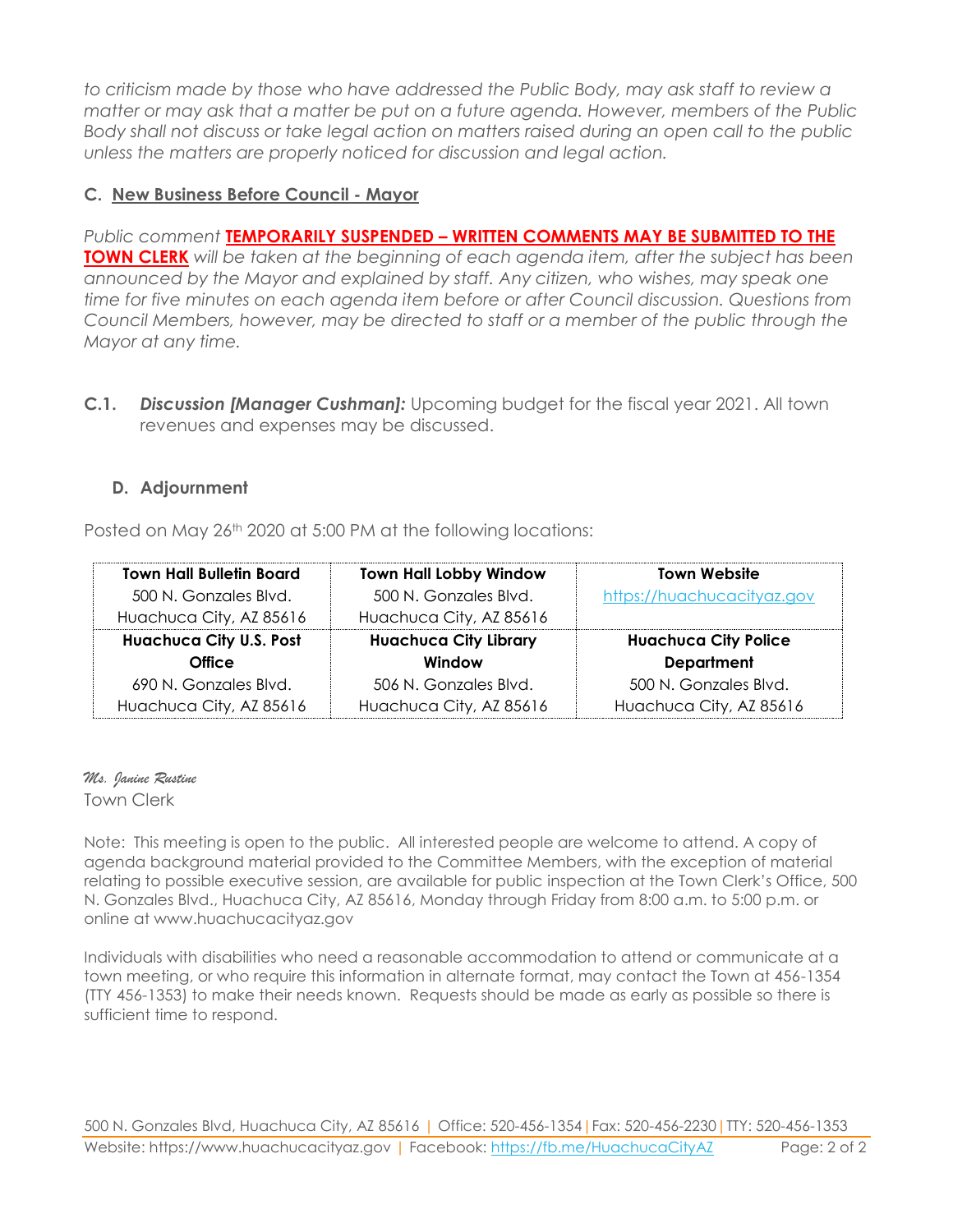*to criticism made by those who have addressed the Public Body, may ask staff to review a matter or may ask that a matter be put on a future agenda. However, members of the Public Body shall not discuss or take legal action on matters raised during an open call to the public unless the matters are properly noticed for discussion and legal action.*

## C. New Business Before Council - Mayor

*Public comment* **TEMPORARILY SUSPENDED – WRITTEN COMMENTS MAY BE SUBMITTED TO THE TOWN CLERK** *will be taken at the beginning of each agenda item, after the subject has been announced by the Mayor and explained by staff. Any citizen, who wishes, may speak one time for five minutes on each agenda item before or after Council discussion. Questions from Council Members, however, may be directed to staff or a member of the public through the Mayor at any time.*

**C.1.** ***Discussion [Manager Cushman]:*** Upcoming budget for the fiscal year 2021. All town revenues and expenses may be discussed.

## D. Adjournment

Posted on May 26th 2020 at 5:00 PM at the following locations:

| | | |
|---|---|---|
| **Town Hall Bulletin Board**<br>500 N. Gonzales Blvd.<br>Huachuca City, AZ 85616 | **Town Hall Lobby Window**<br>500 N. Gonzales Blvd.<br>Huachuca City, AZ 85616 | **Town Website**<br>https://huachucacityaz.gov |
| **Huachuca City U.S. Post Office**<br>690 N. Gonzales Blvd.<br>Huachuca City, AZ 85616 | **Huachuca City Library Window**<br>506 N. Gonzales Blvd.<br>Huachuca City, AZ 85616 | **Huachuca City Police Department**<br>500 N. Gonzales Blvd.<br>Huachuca City, AZ 85616 |

*Ms. Janine Rustine*
Town Clerk

Note: This meeting is open to the public. All interested people are welcome to attend. A copy of agenda background material provided to the Committee Members, with the exception of material relating to possible executive session, are available for public inspection at the Town Clerk's Office, 500 N. Gonzales Blvd., Huachuca City, AZ 85616, Monday through Friday from 8:00 a.m. to 5:00 p.m. or online at www.huachucacityaz.gov

Individuals with disabilities who need a reasonable accommodation to attend or communicate at a town meeting, or who require this information in alternate format, may contact the Town at 456-1354 (TTY 456-1353) to make their needs known. Requests should be made as early as possible so there is sufficient time to respond.